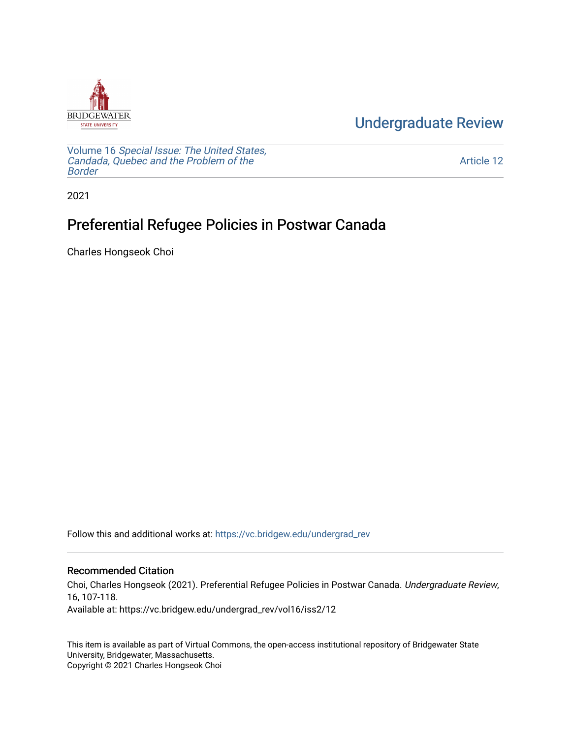Undergraduate Review

Volume 16 *Special Issue: The United States, Candada, Quebec and the Problem of the Border*

Article 12

2021

# Preferential Refugee Policies in Postwar Canada

Charles Hongseok Choi

Follow this and additional works at: https://vc.bridgew.edu/undergrad_rev

## Recommended Citation

Choi, Charles Hongseok (2021). Preferential Refugee Policies in Postwar Canada. *Undergraduate Review*, 16, 107-118.
Available at: https://vc.bridgew.edu/undergrad_rev/vol16/iss2/12

This item is available as part of Virtual Commons, the open-access institutional repository of Bridgewater State University, Bridgewater, Massachusetts.
Copyright © 2021 Charles Hongseok Choi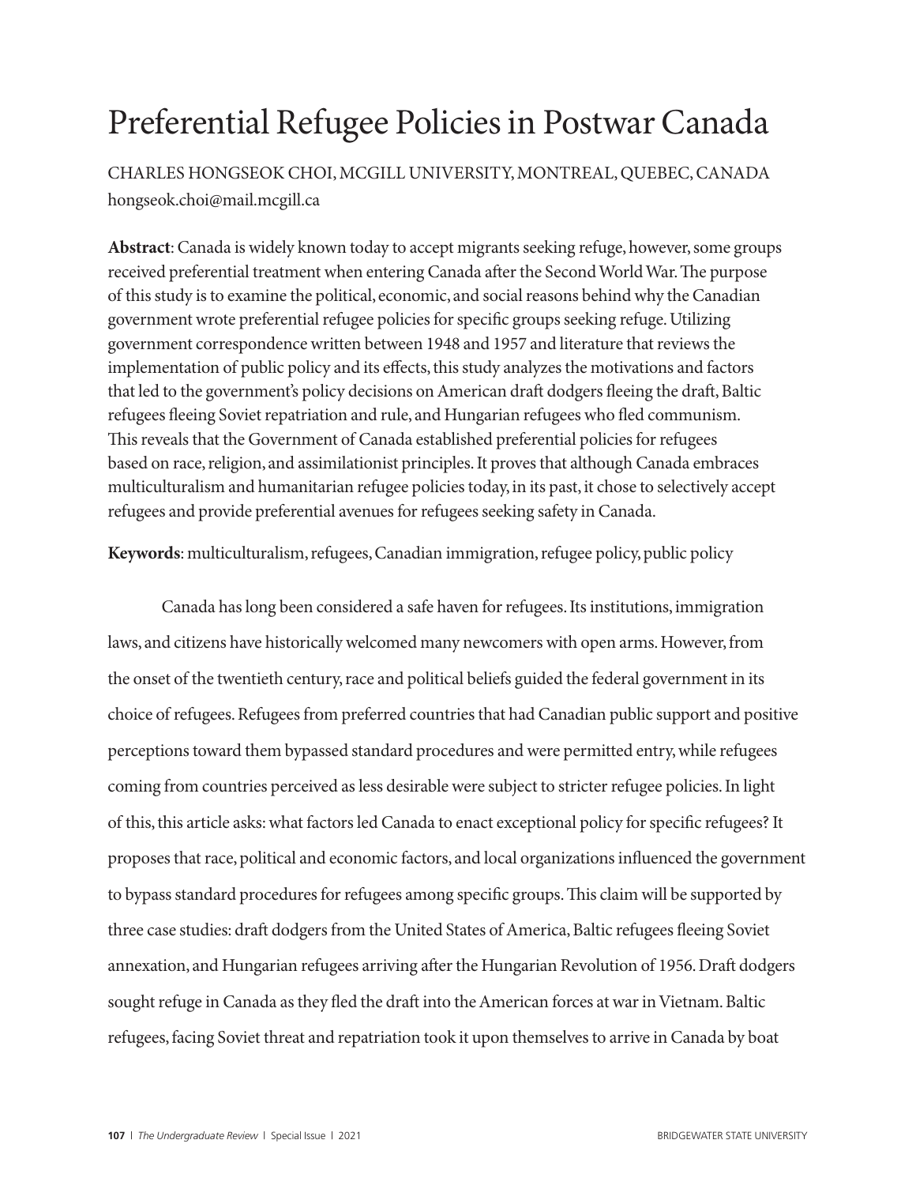# Preferential Refugee Policies in Postwar Canada

CHARLES HONGSEOK CHOI, MCGILL UNIVERSITY, MONTREAL, QUEBEC, CANADA
hongseok.choi@mail.mcgill.ca

**Abstract**: Canada is widely known today to accept migrants seeking refuge, however, some groups received preferential treatment when entering Canada after the Second World War. The purpose of this study is to examine the political, economic, and social reasons behind why the Canadian government wrote preferential refugee policies for specific groups seeking refuge. Utilizing government correspondence written between 1948 and 1957 and literature that reviews the implementation of public policy and its effects, this study analyzes the motivations and factors that led to the government's policy decisions on American draft dodgers fleeing the draft, Baltic refugees fleeing Soviet repatriation and rule, and Hungarian refugees who fled communism. This reveals that the Government of Canada established preferential policies for refugees based on race, religion, and assimilationist principles. It proves that although Canada embraces multiculturalism and humanitarian refugee policies today, in its past, it chose to selectively accept refugees and provide preferential avenues for refugees seeking safety in Canada.

**Keywords**: multiculturalism, refugees, Canadian immigration, refugee policy, public policy

Canada has long been considered a safe haven for refugees. Its institutions, immigration laws, and citizens have historically welcomed many newcomers with open arms. However, from the onset of the twentieth century, race and political beliefs guided the federal government in its choice of refugees. Refugees from preferred countries that had Canadian public support and positive perceptions toward them bypassed standard procedures and were permitted entry, while refugees coming from countries perceived as less desirable were subject to stricter refugee policies. In light of this, this article asks: what factors led Canada to enact exceptional policy for specific refugees? It proposes that race, political and economic factors, and local organizations influenced the government to bypass standard procedures for refugees among specific groups. This claim will be supported by three case studies: draft dodgers from the United States of America, Baltic refugees fleeing Soviet annexation, and Hungarian refugees arriving after the Hungarian Revolution of 1956. Draft dodgers sought refuge in Canada as they fled the draft into the American forces at war in Vietnam. Baltic refugees, facing Soviet threat and repatriation took it upon themselves to arrive in Canada by boat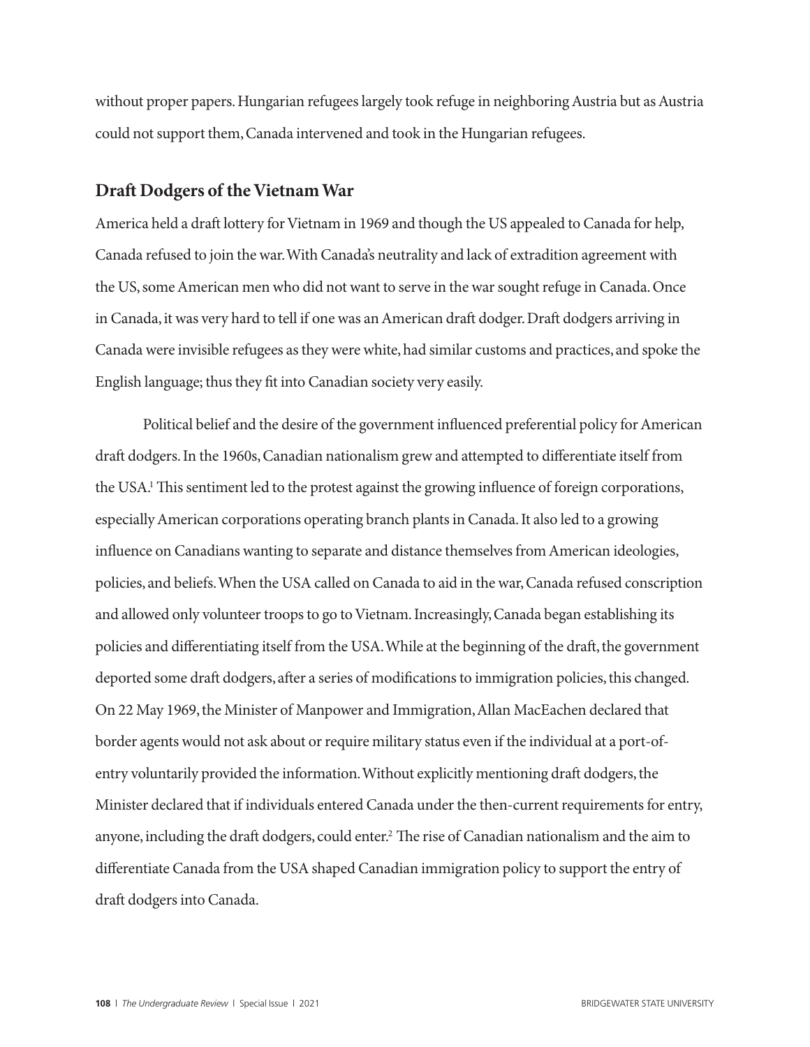without proper papers. Hungarian refugees largely took refuge in neighboring Austria but as Austria could not support them, Canada intervened and took in the Hungarian refugees.

## Draft Dodgers of the Vietnam War

America held a draft lottery for Vietnam in 1969 and though the US appealed to Canada for help, Canada refused to join the war. With Canada's neutrality and lack of extradition agreement with the US, some American men who did not want to serve in the war sought refuge in Canada. Once in Canada, it was very hard to tell if one was an American draft dodger. Draft dodgers arriving in Canada were invisible refugees as they were white, had similar customs and practices, and spoke the English language; thus they fit into Canadian society very easily.

Political belief and the desire of the government influenced preferential policy for American draft dodgers. In the 1960s, Canadian nationalism grew and attempted to differentiate itself from the USA.[1] This sentiment led to the protest against the growing influence of foreign corporations, especially American corporations operating branch plants in Canada. It also led to a growing influence on Canadians wanting to separate and distance themselves from American ideologies, policies, and beliefs. When the USA called on Canada to aid in the war, Canada refused conscription and allowed only volunteer troops to go to Vietnam. Increasingly, Canada began establishing its policies and differentiating itself from the USA. While at the beginning of the draft, the government deported some draft dodgers, after a series of modifications to immigration policies, this changed. On 22 May 1969, the Minister of Manpower and Immigration, Allan MacEachen declared that border agents would not ask about or require military status even if the individual at a port-of-entry voluntarily provided the information. Without explicitly mentioning draft dodgers, the Minister declared that if individuals entered Canada under the then-current requirements for entry, anyone, including the draft dodgers, could enter.[2] The rise of Canadian nationalism and the aim to differentiate Canada from the USA shaped Canadian immigration policy to support the entry of draft dodgers into Canada.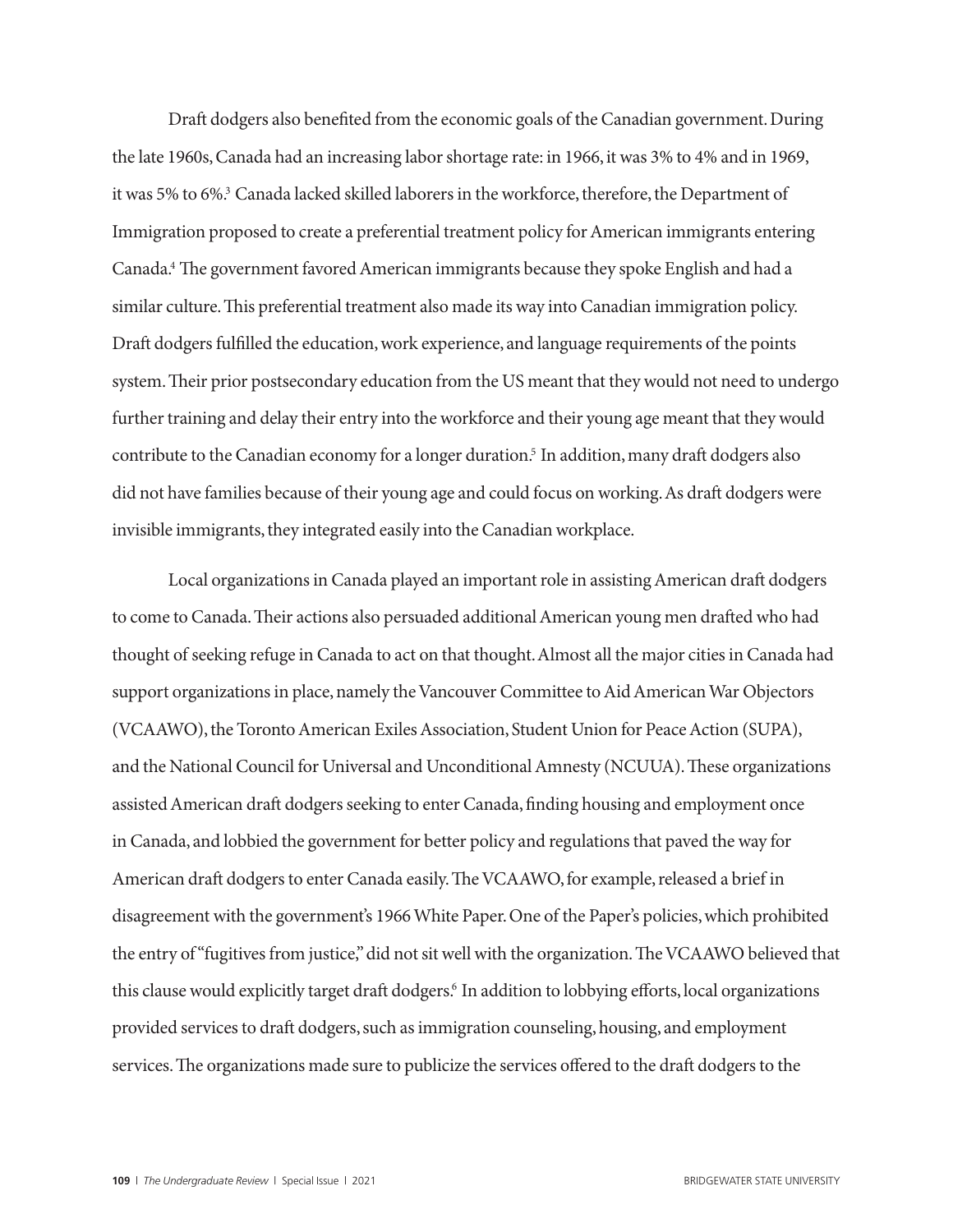Draft dodgers also benefited from the economic goals of the Canadian government. During the late 1960s, Canada had an increasing labor shortage rate: in 1966, it was 3% to 4% and in 1969, it was 5% to 6%.[3] Canada lacked skilled laborers in the workforce, therefore, the Department of Immigration proposed to create a preferential treatment policy for American immigrants entering Canada.[4] The government favored American immigrants because they spoke English and had a similar culture. This preferential treatment also made its way into Canadian immigration policy. Draft dodgers fulfilled the education, work experience, and language requirements of the points system. Their prior postsecondary education from the US meant that they would not need to undergo further training and delay their entry into the workforce and their young age meant that they would contribute to the Canadian economy for a longer duration.[5] In addition, many draft dodgers also did not have families because of their young age and could focus on working. As draft dodgers were invisible immigrants, they integrated easily into the Canadian workplace.

Local organizations in Canada played an important role in assisting American draft dodgers to come to Canada. Their actions also persuaded additional American young men drafted who had thought of seeking refuge in Canada to act on that thought. Almost all the major cities in Canada had support organizations in place, namely the Vancouver Committee to Aid American War Objectors (VCAAWO), the Toronto American Exiles Association, Student Union for Peace Action (SUPA), and the National Council for Universal and Unconditional Amnesty (NCUUA). These organizations assisted American draft dodgers seeking to enter Canada, finding housing and employment once in Canada, and lobbied the government for better policy and regulations that paved the way for American draft dodgers to enter Canada easily. The VCAAWO, for example, released a brief in disagreement with the government's 1966 White Paper. One of the Paper's policies, which prohibited the entry of "fugitives from justice," did not sit well with the organization. The VCAAWO believed that this clause would explicitly target draft dodgers.[6] In addition to lobbying efforts, local organizations provided services to draft dodgers, such as immigration counseling, housing, and employment services. The organizations made sure to publicize the services offered to the draft dodgers to the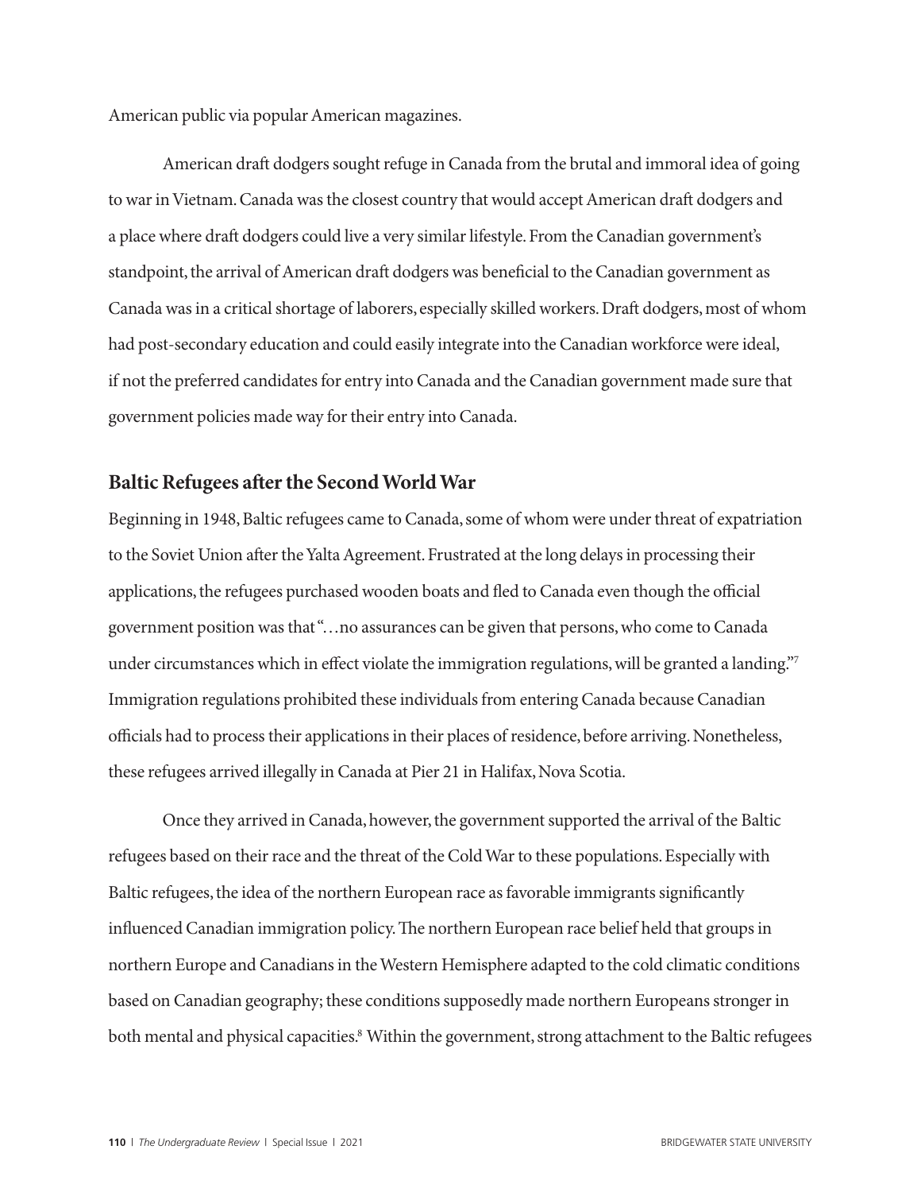American public via popular American magazines.

American draft dodgers sought refuge in Canada from the brutal and immoral idea of going to war in Vietnam. Canada was the closest country that would accept American draft dodgers and a place where draft dodgers could live a very similar lifestyle. From the Canadian government's standpoint, the arrival of American draft dodgers was beneficial to the Canadian government as Canada was in a critical shortage of laborers, especially skilled workers. Draft dodgers, most of whom had post-secondary education and could easily integrate into the Canadian workforce were ideal, if not the preferred candidates for entry into Canada and the Canadian government made sure that government policies made way for their entry into Canada.

## Baltic Refugees after the Second World War

Beginning in 1948, Baltic refugees came to Canada, some of whom were under threat of expatriation to the Soviet Union after the Yalta Agreement. Frustrated at the long delays in processing their applications, the refugees purchased wooden boats and fled to Canada even though the official government position was that "…no assurances can be given that persons, who come to Canada under circumstances which in effect violate the immigration regulations, will be granted a landing."[7] Immigration regulations prohibited these individuals from entering Canada because Canadian officials had to process their applications in their places of residence, before arriving. Nonetheless, these refugees arrived illegally in Canada at Pier 21 in Halifax, Nova Scotia.

Once they arrived in Canada, however, the government supported the arrival of the Baltic refugees based on their race and the threat of the Cold War to these populations. Especially with Baltic refugees, the idea of the northern European race as favorable immigrants significantly influenced Canadian immigration policy. The northern European race belief held that groups in northern Europe and Canadians in the Western Hemisphere adapted to the cold climatic conditions based on Canadian geography; these conditions supposedly made northern Europeans stronger in both mental and physical capacities.[8] Within the government, strong attachment to the Baltic refugees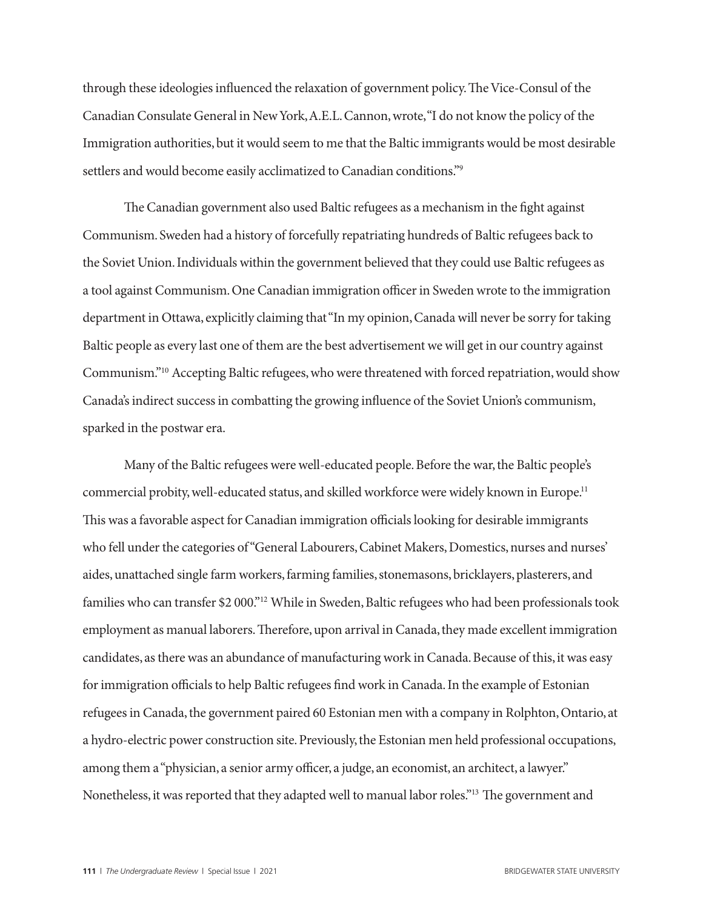through these ideologies influenced the relaxation of government policy. The Vice-Consul of the Canadian Consulate General in New York, A.E.L. Cannon, wrote, "I do not know the policy of the Immigration authorities, but it would seem to me that the Baltic immigrants would be most desirable settlers and would become easily acclimatized to Canadian conditions."[9]

The Canadian government also used Baltic refugees as a mechanism in the fight against Communism. Sweden had a history of forcefully repatriating hundreds of Baltic refugees back to the Soviet Union. Individuals within the government believed that they could use Baltic refugees as a tool against Communism. One Canadian immigration officer in Sweden wrote to the immigration department in Ottawa, explicitly claiming that "In my opinion, Canada will never be sorry for taking Baltic people as every last one of them are the best advertisement we will get in our country against Communism."[10] Accepting Baltic refugees, who were threatened with forced repatriation, would show Canada's indirect success in combatting the growing influence of the Soviet Union's communism, sparked in the postwar era.

Many of the Baltic refugees were well-educated people. Before the war, the Baltic people's commercial probity, well-educated status, and skilled workforce were widely known in Europe.[11] This was a favorable aspect for Canadian immigration officials looking for desirable immigrants who fell under the categories of "General Labourers, Cabinet Makers, Domestics, nurses and nurses' aides, unattached single farm workers, farming families, stonemasons, bricklayers, plasterers, and families who can transfer $2 000."[12] While in Sweden, Baltic refugees who had been professionals took employment as manual laborers. Therefore, upon arrival in Canada, they made excellent immigration candidates, as there was an abundance of manufacturing work in Canada. Because of this, it was easy for immigration officials to help Baltic refugees find work in Canada. In the example of Estonian refugees in Canada, the government paired 60 Estonian men with a company in Rolphton, Ontario, at a hydro-electric power construction site. Previously, the Estonian men held professional occupations, among them a "physician, a senior army officer, a judge, an economist, an architect, a lawyer." Nonetheless, it was reported that they adapted well to manual labor roles."[13] The government and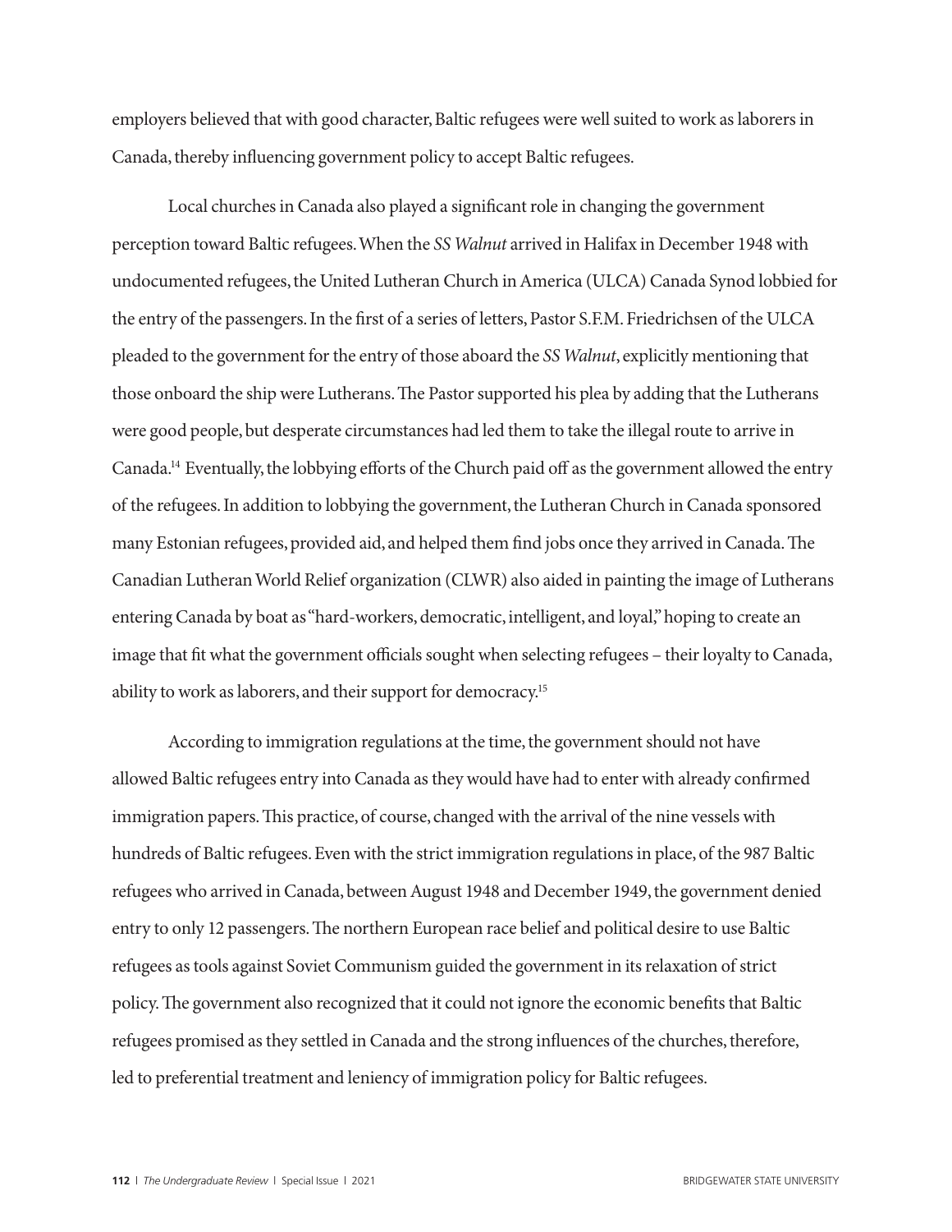employers believed that with good character, Baltic refugees were well suited to work as laborers in Canada, thereby influencing government policy to accept Baltic refugees.

Local churches in Canada also played a significant role in changing the government perception toward Baltic refugees. When the *SS Walnut* arrived in Halifax in December 1948 with undocumented refugees, the United Lutheran Church in America (ULCA) Canada Synod lobbied for the entry of the passengers. In the first of a series of letters, Pastor S.F.M. Friedrichsen of the ULCA pleaded to the government for the entry of those aboard the *SS Walnut*, explicitly mentioning that those onboard the ship were Lutherans. The Pastor supported his plea by adding that the Lutherans were good people, but desperate circumstances had led them to take the illegal route to arrive in Canada.[14] Eventually, the lobbying efforts of the Church paid off as the government allowed the entry of the refugees. In addition to lobbying the government, the Lutheran Church in Canada sponsored many Estonian refugees, provided aid, and helped them find jobs once they arrived in Canada. The Canadian Lutheran World Relief organization (CLWR) also aided in painting the image of Lutherans entering Canada by boat as "hard-workers, democratic, intelligent, and loyal," hoping to create an image that fit what the government officials sought when selecting refugees – their loyalty to Canada, ability to work as laborers, and their support for democracy.[15]

According to immigration regulations at the time, the government should not have allowed Baltic refugees entry into Canada as they would have had to enter with already confirmed immigration papers. This practice, of course, changed with the arrival of the nine vessels with hundreds of Baltic refugees. Even with the strict immigration regulations in place, of the 987 Baltic refugees who arrived in Canada, between August 1948 and December 1949, the government denied entry to only 12 passengers. The northern European race belief and political desire to use Baltic refugees as tools against Soviet Communism guided the government in its relaxation of strict policy. The government also recognized that it could not ignore the economic benefits that Baltic refugees promised as they settled in Canada and the strong influences of the churches, therefore, led to preferential treatment and leniency of immigration policy for Baltic refugees.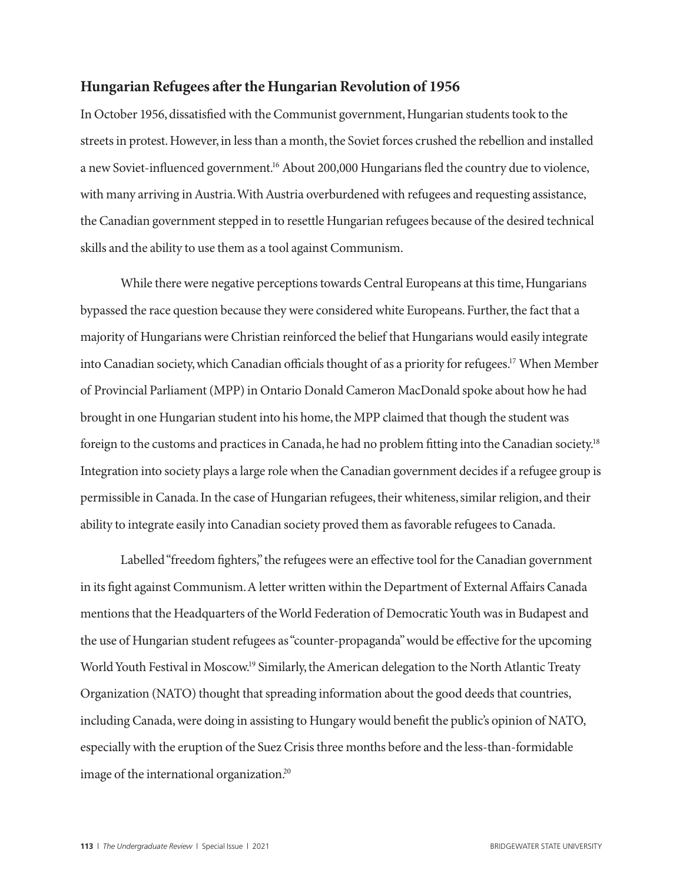## Hungarian Refugees after the Hungarian Revolution of 1956

In October 1956, dissatisfied with the Communist government, Hungarian students took to the streets in protest. However, in less than a month, the Soviet forces crushed the rebellion and installed a new Soviet-influenced government.[16] About 200,000 Hungarians fled the country due to violence, with many arriving in Austria. With Austria overburdened with refugees and requesting assistance, the Canadian government stepped in to resettle Hungarian refugees because of the desired technical skills and the ability to use them as a tool against Communism.

While there were negative perceptions towards Central Europeans at this time, Hungarians bypassed the race question because they were considered white Europeans. Further, the fact that a majority of Hungarians were Christian reinforced the belief that Hungarians would easily integrate into Canadian society, which Canadian officials thought of as a priority for refugees.[17] When Member of Provincial Parliament (MPP) in Ontario Donald Cameron MacDonald spoke about how he had brought in one Hungarian student into his home, the MPP claimed that though the student was foreign to the customs and practices in Canada, he had no problem fitting into the Canadian society.[18] Integration into society plays a large role when the Canadian government decides if a refugee group is permissible in Canada. In the case of Hungarian refugees, their whiteness, similar religion, and their ability to integrate easily into Canadian society proved them as favorable refugees to Canada.

Labelled "freedom fighters," the refugees were an effective tool for the Canadian government in its fight against Communism. A letter written within the Department of External Affairs Canada mentions that the Headquarters of the World Federation of Democratic Youth was in Budapest and the use of Hungarian student refugees as "counter-propaganda" would be effective for the upcoming World Youth Festival in Moscow.[19] Similarly, the American delegation to the North Atlantic Treaty Organization (NATO) thought that spreading information about the good deeds that countries, including Canada, were doing in assisting to Hungary would benefit the public's opinion of NATO, especially with the eruption of the Suez Crisis three months before and the less-than-formidable image of the international organization.[20]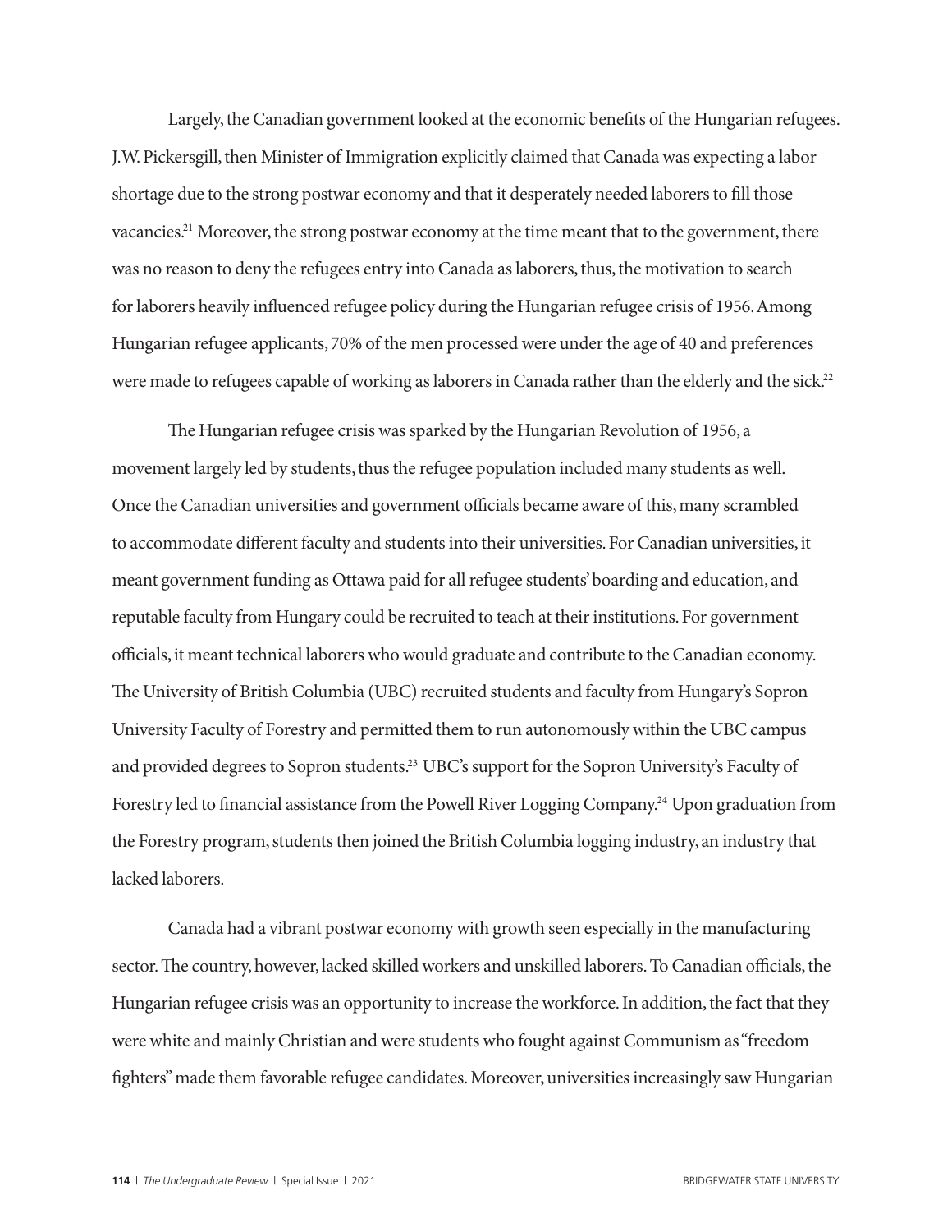Largely, the Canadian government looked at the economic benefits of the Hungarian refugees. J.W. Pickersgill, then Minister of Immigration explicitly claimed that Canada was expecting a labor shortage due to the strong postwar economy and that it desperately needed laborers to fill those vacancies.[21] Moreover, the strong postwar economy at the time meant that to the government, there was no reason to deny the refugees entry into Canada as laborers, thus, the motivation to search for laborers heavily influenced refugee policy during the Hungarian refugee crisis of 1956. Among Hungarian refugee applicants, 70% of the men processed were under the age of 40 and preferences were made to refugees capable of working as laborers in Canada rather than the elderly and the sick.[22]

The Hungarian refugee crisis was sparked by the Hungarian Revolution of 1956, a movement largely led by students, thus the refugee population included many students as well. Once the Canadian universities and government officials became aware of this, many scrambled to accommodate different faculty and students into their universities. For Canadian universities, it meant government funding as Ottawa paid for all refugee students' boarding and education, and reputable faculty from Hungary could be recruited to teach at their institutions. For government officials, it meant technical laborers who would graduate and contribute to the Canadian economy. The University of British Columbia (UBC) recruited students and faculty from Hungary's Sopron University Faculty of Forestry and permitted them to run autonomously within the UBC campus and provided degrees to Sopron students.[23] UBC's support for the Sopron University's Faculty of Forestry led to financial assistance from the Powell River Logging Company.[24] Upon graduation from the Forestry program, students then joined the British Columbia logging industry, an industry that lacked laborers.

Canada had a vibrant postwar economy with growth seen especially in the manufacturing sector. The country, however, lacked skilled workers and unskilled laborers. To Canadian officials, the Hungarian refugee crisis was an opportunity to increase the workforce. In addition, the fact that they were white and mainly Christian and were students who fought against Communism as "freedom fighters" made them favorable refugee candidates. Moreover, universities increasingly saw Hungarian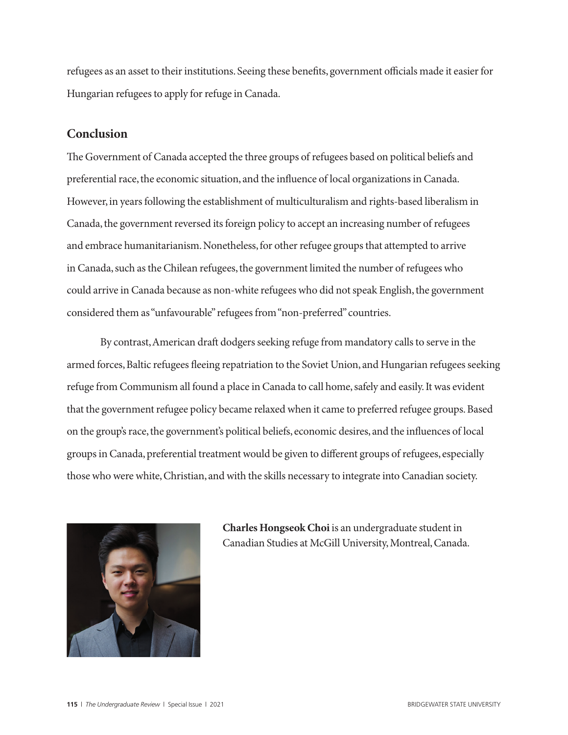refugees as an asset to their institutions. Seeing these benefits, government officials made it easier for Hungarian refugees to apply for refuge in Canada.

## Conclusion

The Government of Canada accepted the three groups of refugees based on political beliefs and preferential race, the economic situation, and the influence of local organizations in Canada. However, in years following the establishment of multiculturalism and rights-based liberalism in Canada, the government reversed its foreign policy to accept an increasing number of refugees and embrace humanitarianism. Nonetheless, for other refugee groups that attempted to arrive in Canada, such as the Chilean refugees, the government limited the number of refugees who could arrive in Canada because as non-white refugees who did not speak English, the government considered them as "unfavourable" refugees from "non-preferred" countries.

By contrast, American draft dodgers seeking refuge from mandatory calls to serve in the armed forces, Baltic refugees fleeing repatriation to the Soviet Union, and Hungarian refugees seeking refuge from Communism all found a place in Canada to call home, safely and easily. It was evident that the government refugee policy became relaxed when it came to preferred refugee groups. Based on the group's race, the government's political beliefs, economic desires, and the influences of local groups in Canada, preferential treatment would be given to different groups of refugees, especially those who were white, Christian, and with the skills necessary to integrate into Canadian society.

**Charles Hongseok Choi** is an undergraduate student in Canadian Studies at McGill University, Montreal, Canada.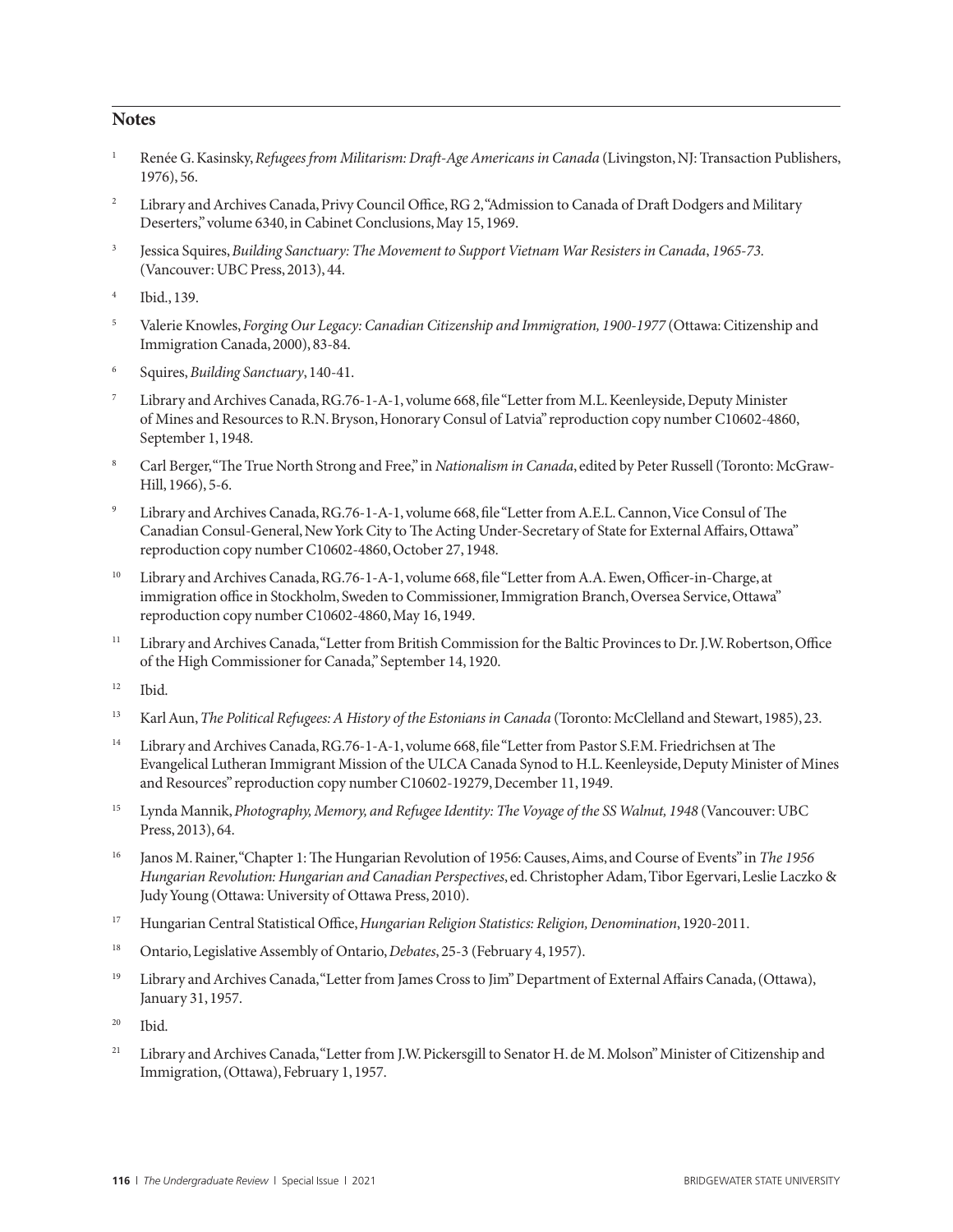## Notes

1. Renée G. Kasinsky, *Refugees from Militarism: Draft-Age Americans in Canada* (Livingston, NJ: Transaction Publishers, 1976), 56.

2. Library and Archives Canada, Privy Council Office, RG 2, "Admission to Canada of Draft Dodgers and Military Deserters," volume 6340, in Cabinet Conclusions, May 15, 1969.

3. Jessica Squires, *Building Sanctuary: The Movement to Support Vietnam War Resisters in Canada*, *1965-73.* (Vancouver: UBC Press, 2013), 44.

4. Ibid., 139.

5. Valerie Knowles, *Forging Our Legacy: Canadian Citizenship and Immigration, 1900-1977* (Ottawa: Citizenship and Immigration Canada, 2000), 83-84.

6. Squires, *Building Sanctuary*, 140-41.

7. Library and Archives Canada, RG.76-1-A-1, volume 668, file "Letter from M.L. Keenleyside, Deputy Minister of Mines and Resources to R.N. Bryson, Honorary Consul of Latvia" reproduction copy number C10602-4860, September 1, 1948.

8. Carl Berger, "The True North Strong and Free," in *Nationalism in Canada*, edited by Peter Russell (Toronto: McGraw-Hill, 1966), 5-6.

9. Library and Archives Canada, RG.76-1-A-1, volume 668, file "Letter from A.E.L. Cannon, Vice Consul of The Canadian Consul-General, New York City to The Acting Under-Secretary of State for External Affairs, Ottawa" reproduction copy number C10602-4860, October 27, 1948.

10. Library and Archives Canada, RG.76-1-A-1, volume 668, file "Letter from A.A. Ewen, Officer-in-Charge, at immigration office in Stockholm, Sweden to Commissioner, Immigration Branch, Oversea Service, Ottawa" reproduction copy number C10602-4860, May 16, 1949.

11. Library and Archives Canada, "Letter from British Commission for the Baltic Provinces to Dr. J.W. Robertson, Office of the High Commissioner for Canada," September 14, 1920.

12. Ibid.

13. Karl Aun, *The Political Refugees: A History of the Estonians in Canada* (Toronto: McClelland and Stewart, 1985), 23.

14. Library and Archives Canada, RG.76-1-A-1, volume 668, file "Letter from Pastor S.F.M. Friedrichsen at The Evangelical Lutheran Immigrant Mission of the ULCA Canada Synod to H.L. Keenleyside, Deputy Minister of Mines and Resources" reproduction copy number C10602-19279, December 11, 1949.

15. Lynda Mannik, *Photography, Memory, and Refugee Identity: The Voyage of the SS Walnut, 1948* (Vancouver: UBC Press, 2013), 64.

16. Janos M. Rainer, "Chapter 1: The Hungarian Revolution of 1956: Causes, Aims, and Course of Events" in *The 1956 Hungarian Revolution: Hungarian and Canadian Perspectives*, ed. Christopher Adam, Tibor Egervari, Leslie Laczko & Judy Young (Ottawa: University of Ottawa Press, 2010).

17. Hungarian Central Statistical Office, *Hungarian Religion Statistics: Religion, Denomination*, 1920-2011.

18. Ontario, Legislative Assembly of Ontario, *Debates*, 25-3 (February 4, 1957).

19. Library and Archives Canada, "Letter from James Cross to Jim" Department of External Affairs Canada, (Ottawa), January 31, 1957.

20. Ibid.

21. Library and Archives Canada, "Letter from J.W. Pickersgill to Senator H. de M. Molson" Minister of Citizenship and Immigration, (Ottawa), February 1, 1957.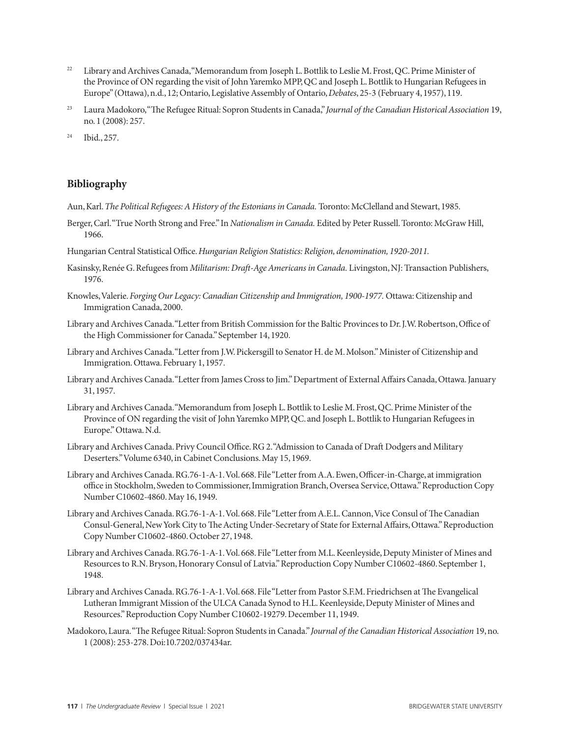[22] Library and Archives Canada, "Memorandum from Joseph L. Bottlik to Leslie M. Frost, QC. Prime Minister of the Province of ON regarding the visit of John Yaremko MPP, QC and Joseph L. Bottlik to Hungarian Refugees in Europe" (Ottawa), n.d., 12; Ontario, Legislative Assembly of Ontario, *Debates*, 25-3 (February 4, 1957), 119.

[23] Laura Madokoro, "The Refugee Ritual: Sopron Students in Canada," *Journal of the Canadian Historical Association* 19, no. 1 (2008): 257.

[24] Ibid., 257.

## Bibliography

Aun, Karl. *The Political Refugees: A History of the Estonians in Canada.* Toronto: McClelland and Stewart, 1985.

Berger, Carl. "True North Strong and Free." In *Nationalism in Canada.* Edited by Peter Russell. Toronto: McGraw Hill, 1966.

Hungarian Central Statistical Office. *Hungarian Religion Statistics: Religion, denomination, 1920-2011.*

Kasinsky, Renée G. Refugees from *Militarism: Draft-Age Americans in Canada.* Livingston, NJ: Transaction Publishers, 1976.

Knowles, Valerie. *Forging Our Legacy: Canadian Citizenship and Immigration, 1900-1977.* Ottawa: Citizenship and Immigration Canada, 2000.

Library and Archives Canada. "Letter from British Commission for the Baltic Provinces to Dr. J.W. Robertson, Office of the High Commissioner for Canada." September 14, 1920.

Library and Archives Canada. "Letter from J.W. Pickersgill to Senator H. de M. Molson." Minister of Citizenship and Immigration. Ottawa. February 1, 1957.

Library and Archives Canada. "Letter from James Cross to Jim." Department of External Affairs Canada, Ottawa. January 31, 1957.

Library and Archives Canada. "Memorandum from Joseph L. Bottlik to Leslie M. Frost, QC. Prime Minister of the Province of ON regarding the visit of John Yaremko MPP, QC. and Joseph L. Bottlik to Hungarian Refugees in Europe." Ottawa. N.d.

Library and Archives Canada. Privy Council Office. RG 2. "Admission to Canada of Draft Dodgers and Military Deserters." Volume 6340, in Cabinet Conclusions. May 15, 1969.

Library and Archives Canada. RG.76-1-A-1. Vol. 668. File "Letter from A.A. Ewen, Officer-in-Charge, at immigration office in Stockholm, Sweden to Commissioner, Immigration Branch, Oversea Service, Ottawa." Reproduction Copy Number C10602-4860. May 16, 1949.

Library and Archives Canada. RG.76-1-A-1. Vol. 668. File "Letter from A.E.L. Cannon, Vice Consul of The Canadian Consul-General, New York City to The Acting Under-Secretary of State for External Affairs, Ottawa." Reproduction Copy Number C10602-4860. October 27, 1948.

Library and Archives Canada. RG.76-1-A-1. Vol. 668. File "Letter from M.L. Keenleyside, Deputy Minister of Mines and Resources to R.N. Bryson, Honorary Consul of Latvia." Reproduction Copy Number C10602-4860. September 1, 1948.

Library and Archives Canada. RG.76-1-A-1. Vol. 668. File "Letter from Pastor S.F.M. Friedrichsen at The Evangelical Lutheran Immigrant Mission of the ULCA Canada Synod to H.L. Keenleyside, Deputy Minister of Mines and Resources." Reproduction Copy Number C10602-19279. December 11, 1949.

Madokoro, Laura. "The Refugee Ritual: Sopron Students in Canada." *Journal of the Canadian Historical Association* 19, no. 1 (2008): 253-278. Doi:10.7202/037434ar.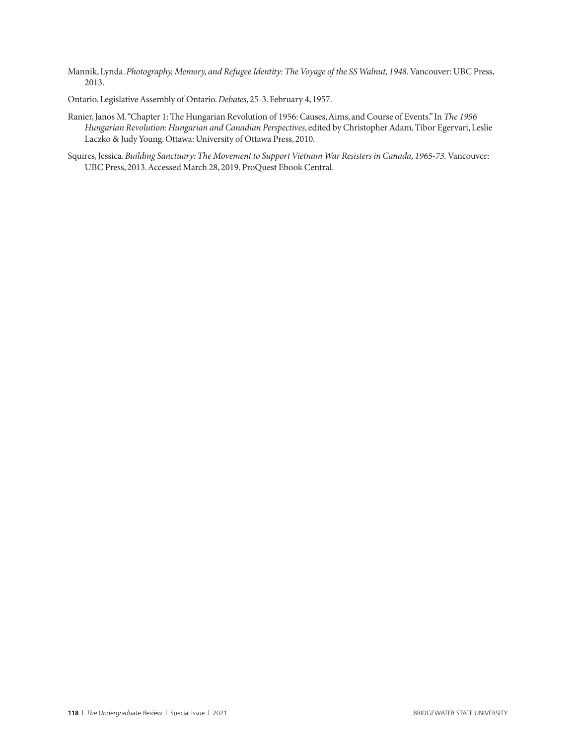Mannik, Lynda. *Photography, Memory, and Refugee Identity: The Voyage of the SS Walnut, 1948.* Vancouver: UBC Press, 2013.

Ontario. Legislative Assembly of Ontario. *Debates*, 25-3. February 4, 1957.

Ranier, Janos M. "Chapter 1: The Hungarian Revolution of 1956: Causes, Aims, and Course of Events." In *The 1956 Hungarian Revolution: Hungarian and Canadian Perspectives*, edited by Christopher Adam, Tibor Egervari, Leslie Laczko & Judy Young. Ottawa: University of Ottawa Press, 2010.

Squires, Jessica. *Building Sanctuary: The Movement to Support Vietnam War Resisters in Canada, 1965-73.* Vancouver: UBC Press, 2013. Accessed March 28, 2019. ProQuest Ebook Central.